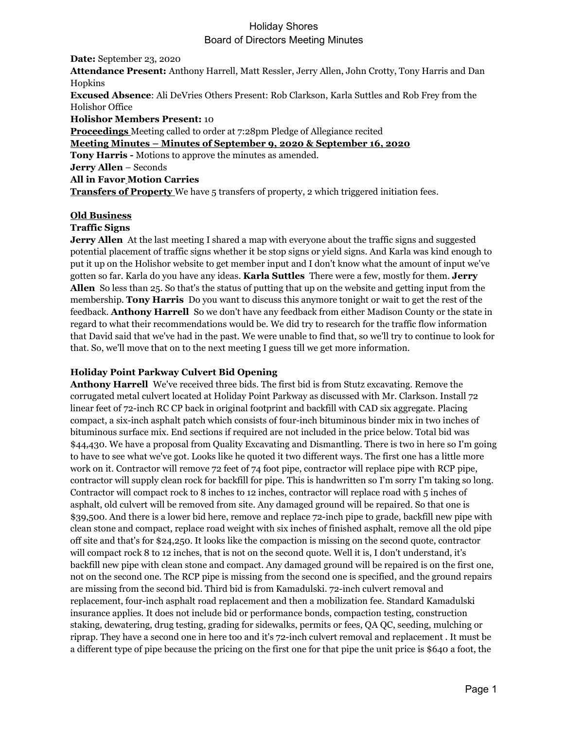# Holiday Shores
## Board of Directors Meeting Minutes

**Date:** September 23, 2020

**Attendance Present:** Anthony Harrell, Matt Ressler, Jerry Allen, John Crotty, Tony Harris and Dan Hopkins

**Excused Absence**: Ali DeVries Others Present: Rob Clarkson, Karla Suttles and Rob Frey from the Holishor Office

**Holishor Members Present:** 10

**Proceedings** Meeting called to order at 7:28pm Pledge of Allegiance recited

**Meeting Minutes – Minutes of September 9, 2020 & September 16, 2020**

**Tony Harris -** Motions to approve the minutes as amended.

**Jerry Allen** – Seconds

**All in Favor Motion Carries**

**Transfers of Property** We have 5 transfers of property, 2 which triggered initiation fees.

**Old Business**

**Traffic Signs**

**Jerry Allen** At the last meeting I shared a map with everyone about the traffic signs and suggested potential placement of traffic signs whether it be stop signs or yield signs. And Karla was kind enough to put it up on the Holishor website to get member input and I don't know what the amount of input we've gotten so far. Karla do you have any ideas. **Karla Suttles** There were a few, mostly for them. **Jerry Allen** So less than 25. So that's the status of putting that up on the website and getting input from the membership. **Tony Harris** Do you want to discuss this anymore tonight or wait to get the rest of the feedback. **Anthony Harrell** So we don't have any feedback from either Madison County or the state in regard to what their recommendations would be. We did try to research for the traffic flow information that David said that we've had in the past. We were unable to find that, so we'll try to continue to look for that. So, we'll move that on to the next meeting I guess till we get more information.

**Holiday Point Parkway Culvert Bid Opening**

**Anthony Harrell** We've received three bids. The first bid is from Stutz excavating. Remove the corrugated metal culvert located at Holiday Point Parkway as discussed with Mr. Clarkson. Install 72 linear feet of 72-inch RC CP back in original footprint and backfill with CAD six aggregate. Placing compact, a six-inch asphalt patch which consists of four-inch bituminous binder mix in two inches of bituminous surface mix. End sections if required are not included in the price below. Total bid was $44,430. We have a proposal from Quality Excavating and Dismantling. There is two in here so I'm going to have to see what we've got. Looks like he quoted it two different ways. The first one has a little more work on it. Contractor will remove 72 feet of 74 foot pipe, contractor will replace pipe with RCP pipe, contractor will supply clean rock for backfill for pipe. This is handwritten so I'm sorry I'm taking so long. Contractor will compact rock to 8 inches to 12 inches, contractor will replace road with 5 inches of asphalt, old culvert will be removed from site. Any damaged ground will be repaired. So that one is $39,500. And there is a lower bid here, remove and replace 72-inch pipe to grade, backfill new pipe with clean stone and compact, replace road weight with six inches of finished asphalt, remove all the old pipe off site and that's for $24,250. It looks like the compaction is missing on the second quote, contractor will compact rock 8 to 12 inches, that is not on the second quote. Well it is, I don't understand, it's backfill new pipe with clean stone and compact. Any damaged ground will be repaired is on the first one, not on the second one. The RCP pipe is missing from the second one is specified, and the ground repairs are missing from the second bid. Third bid is from Kamadulski. 72-inch culvert removal and replacement, four-inch asphalt road replacement and then a mobilization fee. Standard Kamadulski insurance applies. It does not include bid or performance bonds, compaction testing, construction staking, dewatering, drug testing, grading for sidewalks, permits or fees, QA QC, seeding, mulching or riprap. They have a second one in here too and it's 72-inch culvert removal and replacement . It must be a different type of pipe because the pricing on the first one for that pipe the unit price is $640 a foot, the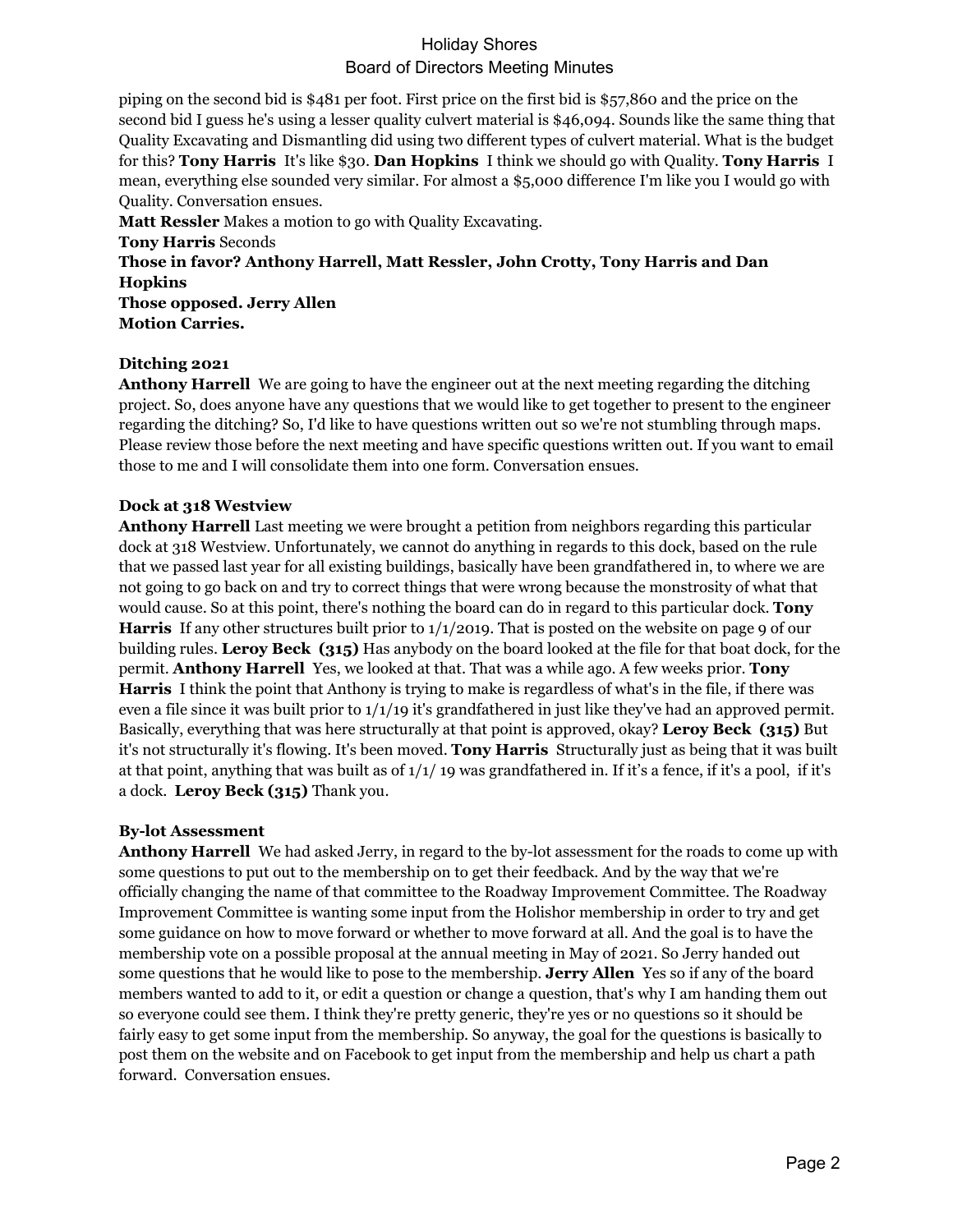piping on the second bid is $481 per foot. First price on the first bid is $57,860 and the price on the second bid I guess he's using a lesser quality culvert material is $46,094. Sounds like the same thing that Quality Excavating and Dismantling did using two different types of culvert material. What is the budget for this? **Tony Harris** It's like $30. **Dan Hopkins** I think we should go with Quality. **Tony Harris** I mean, everything else sounded very similar. For almost a $5,000 difference I'm like you I would go with Quality. Conversation ensues.

**Matt Ressler** Makes a motion to go with Quality Excavating.

**Tony Harris** Seconds

**Those in favor? Anthony Harrell, Matt Ressler, John Crotty, Tony Harris and Dan Hopkins**

**Those opposed. Jerry Allen**

**Motion Carries.**

**Ditching 2021**

**Anthony Harrell** We are going to have the engineer out at the next meeting regarding the ditching project. So, does anyone have any questions that we would like to get together to present to the engineer regarding the ditching? So, I'd like to have questions written out so we're not stumbling through maps. Please review those before the next meeting and have specific questions written out. If you want to email those to me and I will consolidate them into one form. Conversation ensues.

**Dock at 318 Westview**

**Anthony Harrell** Last meeting we were brought a petition from neighbors regarding this particular dock at 318 Westview. Unfortunately, we cannot do anything in regards to this dock, based on the rule that we passed last year for all existing buildings, basically have been grandfathered in, to where we are not going to go back on and try to correct things that were wrong because the monstrosity of what that would cause. So at this point, there's nothing the board can do in regard to this particular dock. **Tony Harris** If any other structures built prior to 1/1/2019. That is posted on the website on page 9 of our building rules. **Leroy Beck (315)** Has anybody on the board looked at the file for that boat dock, for the permit. **Anthony Harrell** Yes, we looked at that. That was a while ago. A few weeks prior. **Tony Harris** I think the point that Anthony is trying to make is regardless of what's in the file, if there was even a file since it was built prior to 1/1/19 it's grandfathered in just like they've had an approved permit. Basically, everything that was here structurally at that point is approved, okay? **Leroy Beck (315)** But it's not structurally it's flowing. It's been moved. **Tony Harris** Structurally just as being that it was built at that point, anything that was built as of 1/1/ 19 was grandfathered in. If it's a fence, if it's a pool, if it's a dock. **Leroy Beck (315)** Thank you.

**By-lot Assessment**

**Anthony Harrell** We had asked Jerry, in regard to the by-lot assessment for the roads to come up with some questions to put out to the membership on to get their feedback. And by the way that we're officially changing the name of that committee to the Roadway Improvement Committee. The Roadway Improvement Committee is wanting some input from the Holishor membership in order to try and get some guidance on how to move forward or whether to move forward at all. And the goal is to have the membership vote on a possible proposal at the annual meeting in May of 2021. So Jerry handed out some questions that he would like to pose to the membership. **Jerry Allen** Yes so if any of the board members wanted to add to it, or edit a question or change a question, that's why I am handing them out so everyone could see them. I think they're pretty generic, they're yes or no questions so it should be fairly easy to get some input from the membership. So anyway, the goal for the questions is basically to post them on the website and on Facebook to get input from the membership and help us chart a path forward. Conversation ensues.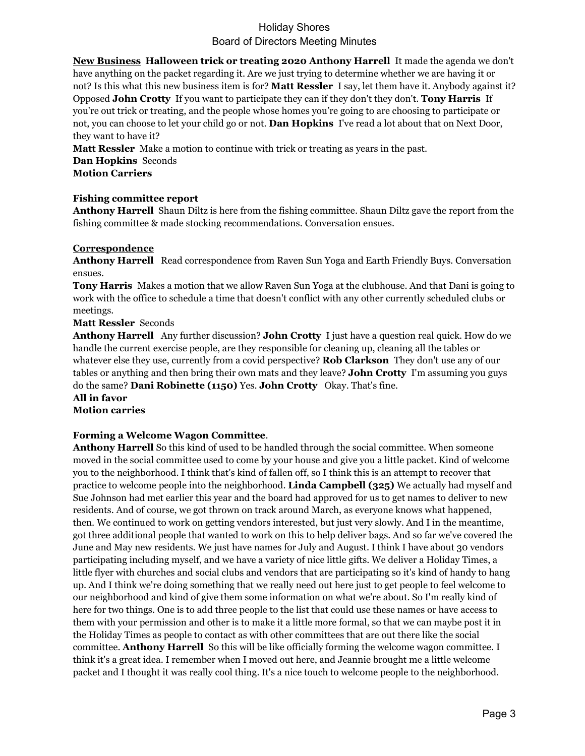**New Business** **Halloween trick or treating 2020 Anthony Harrell** It made the agenda we don't have anything on the packet regarding it. Are we just trying to determine whether we are having it or not? Is this what this new business item is for? **Matt Ressler** I say, let them have it. Anybody against it? Opposed **John Crotty** If you want to participate they can if they don't they don't. **Tony Harris** If you're out trick or treating, and the people whose homes you're going to are choosing to participate or not, you can choose to let your child go or not. **Dan Hopkins** I've read a lot about that on Next Door, they want to have it?

**Matt Ressler** Make a motion to continue with trick or treating as years in the past.

**Dan Hopkins** Seconds

**Motion Carriers**

**Fishing committee report**

**Anthony Harrell** Shaun Diltz is here from the fishing committee. Shaun Diltz gave the report from the fishing committee & made stocking recommendations. Conversation ensues.

**Correspondence**

**Anthony Harrell** Read correspondence from Raven Sun Yoga and Earth Friendly Buys. Conversation ensues.

**Tony Harris** Makes a motion that we allow Raven Sun Yoga at the clubhouse. And that Dani is going to work with the office to schedule a time that doesn't conflict with any other currently scheduled clubs or meetings.

**Matt Ressler** Seconds

**Anthony Harrell** Any further discussion? **John Crotty** I just have a question real quick. How do we handle the current exercise people, are they responsible for cleaning up, cleaning all the tables or whatever else they use, currently from a covid perspective? **Rob Clarkson** They don't use any of our tables or anything and then bring their own mats and they leave? **John Crotty** I'm assuming you guys do the same? **Dani Robinette (1150)** Yes. **John Crotty** Okay. That's fine.

**All in favor**

**Motion carries**

**Forming a Welcome Wagon Committee**.

**Anthony Harrell** So this kind of used to be handled through the social committee. When someone moved in the social committee used to come by your house and give you a little packet. Kind of welcome you to the neighborhood. I think that's kind of fallen off, so I think this is an attempt to recover that practice to welcome people into the neighborhood. **Linda Campbell (325)** We actually had myself and Sue Johnson had met earlier this year and the board had approved for us to get names to deliver to new residents. And of course, we got thrown on track around March, as everyone knows what happened, then. We continued to work on getting vendors interested, but just very slowly. And I in the meantime, got three additional people that wanted to work on this to help deliver bags. And so far we've covered the June and May new residents. We just have names for July and August. I think I have about 30 vendors participating including myself, and we have a variety of nice little gifts. We deliver a Holiday Times, a little flyer with churches and social clubs and vendors that are participating so it's kind of handy to hang up. And I think we're doing something that we really need out here just to get people to feel welcome to our neighborhood and kind of give them some information on what we're about. So I'm really kind of here for two things. One is to add three people to the list that could use these names or have access to them with your permission and other is to make it a little more formal, so that we can maybe post it in the Holiday Times as people to contact as with other committees that are out there like the social committee. **Anthony Harrell** So this will be like officially forming the welcome wagon committee. I think it's a great idea. I remember when I moved out here, and Jeannie brought me a little welcome packet and I thought it was really cool thing. It's a nice touch to welcome people to the neighborhood.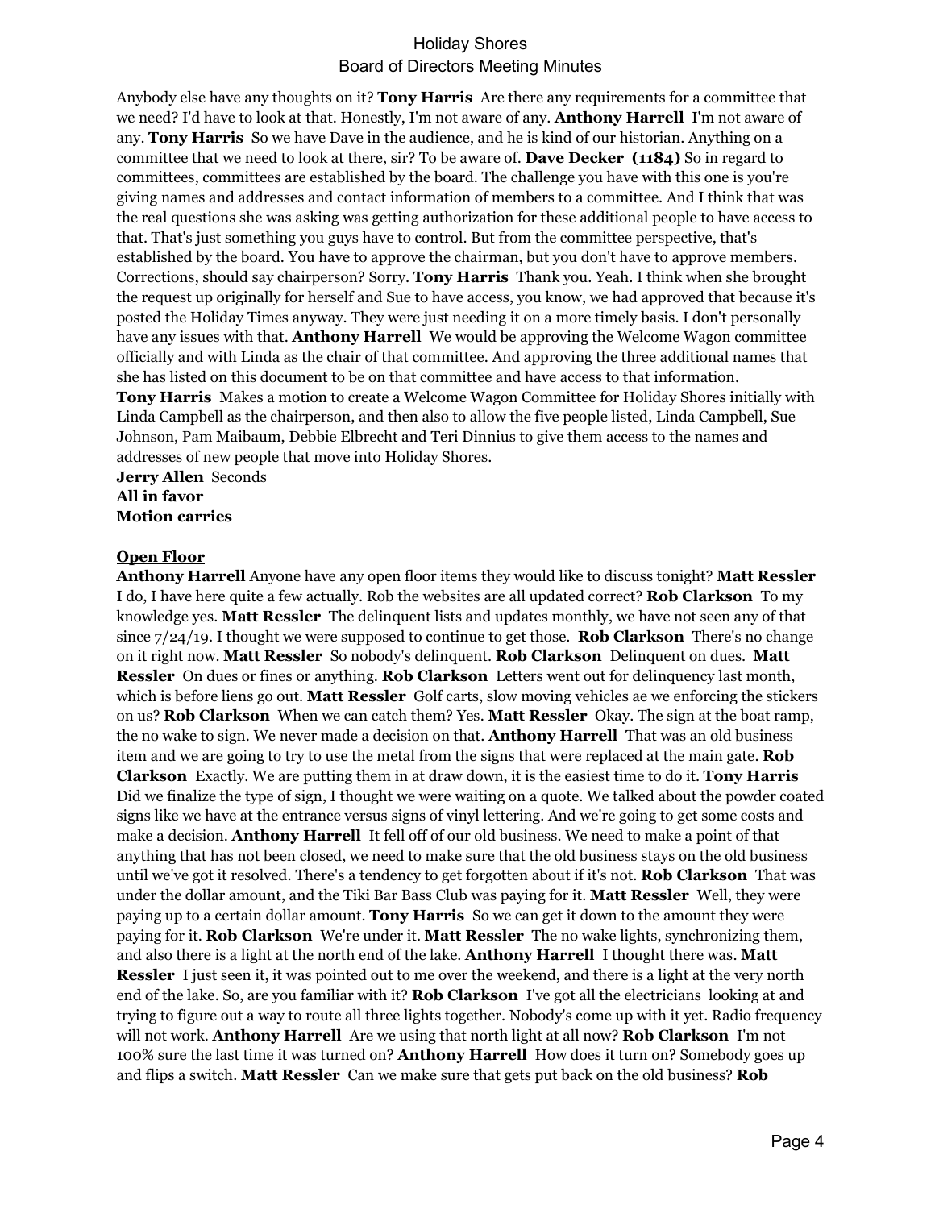Anybody else have any thoughts on it? **Tony Harris** Are there any requirements for a committee that we need? I'd have to look at that. Honestly, I'm not aware of any. **Anthony Harrell** I'm not aware of any. **Tony Harris** So we have Dave in the audience, and he is kind of our historian. Anything on a committee that we need to look at there, sir? To be aware of. **Dave Decker (1184)** So in regard to committees, committees are established by the board. The challenge you have with this one is you're giving names and addresses and contact information of members to a committee. And I think that was the real questions she was asking was getting authorization for these additional people to have access to that. That's just something you guys have to control. But from the committee perspective, that's established by the board. You have to approve the chairman, but you don't have to approve members. Corrections, should say chairperson? Sorry. **Tony Harris** Thank you. Yeah. I think when she brought the request up originally for herself and Sue to have access, you know, we had approved that because it's posted the Holiday Times anyway. They were just needing it on a more timely basis. I don't personally have any issues with that. **Anthony Harrell** We would be approving the Welcome Wagon committee officially and with Linda as the chair of that committee. And approving the three additional names that she has listed on this document to be on that committee and have access to that information.
**Tony Harris** Makes a motion to create a Welcome Wagon Committee for Holiday Shores initially with Linda Campbell as the chairperson, and then also to allow the five people listed, Linda Campbell, Sue Johnson, Pam Maibaum, Debbie Elbrecht and Teri Dinnius to give them access to the names and addresses of new people that move into Holiday Shores.
**Jerry Allen** Seconds
**All in favor**
**Motion carries**

**Open Floor**

**Anthony Harrell** Anyone have any open floor items they would like to discuss tonight? **Matt Ressler** I do, I have here quite a few actually. Rob the websites are all updated correct? **Rob Clarkson** To my knowledge yes. **Matt Ressler** The delinquent lists and updates monthly, we have not seen any of that since 7/24/19. I thought we were supposed to continue to get those. **Rob Clarkson** There's no change on it right now. **Matt Ressler** So nobody's delinquent. **Rob Clarkson** Delinquent on dues. **Matt Ressler** On dues or fines or anything. **Rob Clarkson** Letters went out for delinquency last month, which is before liens go out. **Matt Ressler** Golf carts, slow moving vehicles ae we enforcing the stickers on us? **Rob Clarkson** When we can catch them? Yes. **Matt Ressler** Okay. The sign at the boat ramp, the no wake to sign. We never made a decision on that. **Anthony Harrell** That was an old business item and we are going to try to use the metal from the signs that were replaced at the main gate. **Rob Clarkson** Exactly. We are putting them in at draw down, it is the easiest time to do it. **Tony Harris** Did we finalize the type of sign, I thought we were waiting on a quote. We talked about the powder coated signs like we have at the entrance versus signs of vinyl lettering. And we're going to get some costs and make a decision. **Anthony Harrell** It fell off of our old business. We need to make a point of that anything that has not been closed, we need to make sure that the old business stays on the old business until we've got it resolved. There's a tendency to get forgotten about if it's not. **Rob Clarkson** That was under the dollar amount, and the Tiki Bar Bass Club was paying for it. **Matt Ressler** Well, they were paying up to a certain dollar amount. **Tony Harris** So we can get it down to the amount they were paying for it. **Rob Clarkson** We're under it. **Matt Ressler** The no wake lights, synchronizing them, and also there is a light at the north end of the lake. **Anthony Harrell** I thought there was. **Matt Ressler** I just seen it, it was pointed out to me over the weekend, and there is a light at the very north end of the lake. So, are you familiar with it? **Rob Clarkson** I've got all the electricians looking at and trying to figure out a way to route all three lights together. Nobody's come up with it yet. Radio frequency will not work. **Anthony Harrell** Are we using that north light at all now? **Rob Clarkson** I'm not 100% sure the last time it was turned on? **Anthony Harrell** How does it turn on? Somebody goes up and flips a switch. **Matt Ressler** Can we make sure that gets put back on the old business? **Rob**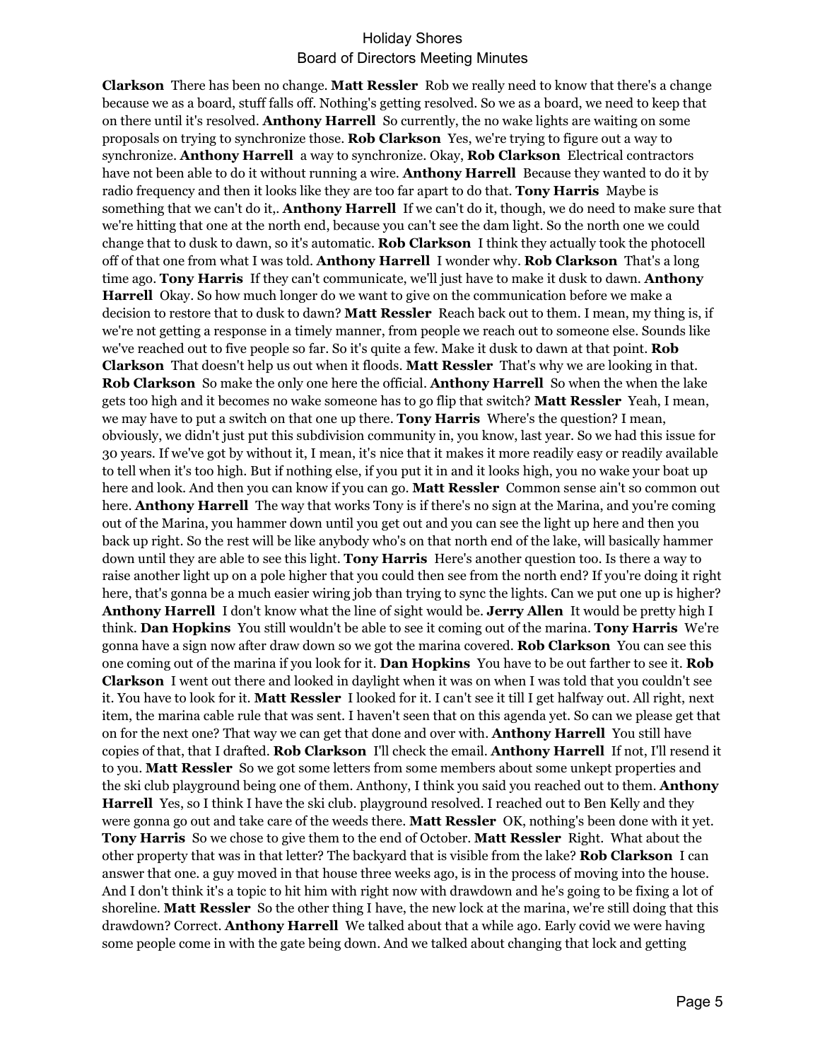**Clarkson** There has been no change. **Matt Ressler** Rob we really need to know that there's a change because we as a board, stuff falls off. Nothing's getting resolved. So we as a board, we need to keep that on there until it's resolved. **Anthony Harrell** So currently, the no wake lights are waiting on some proposals on trying to synchronize those. **Rob Clarkson** Yes, we're trying to figure out a way to synchronize. **Anthony Harrell** a way to synchronize. Okay, **Rob Clarkson** Electrical contractors have not been able to do it without running a wire. **Anthony Harrell** Because they wanted to do it by radio frequency and then it looks like they are too far apart to do that. **Tony Harris** Maybe is something that we can't do it,. **Anthony Harrell** If we can't do it, though, we do need to make sure that we're hitting that one at the north end, because you can't see the dam light. So the north one we could change that to dusk to dawn, so it's automatic. **Rob Clarkson** I think they actually took the photocell off of that one from what I was told. **Anthony Harrell** I wonder why. **Rob Clarkson** That's a long time ago. **Tony Harris** If they can't communicate, we'll just have to make it dusk to dawn. **Anthony Harrell** Okay. So how much longer do we want to give on the communication before we make a decision to restore that to dusk to dawn? **Matt Ressler** Reach back out to them. I mean, my thing is, if we're not getting a response in a timely manner, from people we reach out to someone else. Sounds like we've reached out to five people so far. So it's quite a few. Make it dusk to dawn at that point. **Rob Clarkson** That doesn't help us out when it floods. **Matt Ressler** That's why we are looking in that. **Rob Clarkson** So make the only one here the official. **Anthony Harrell** So when the when the lake gets too high and it becomes no wake someone has to go flip that switch? **Matt Ressler** Yeah, I mean, we may have to put a switch on that one up there. **Tony Harris** Where's the question? I mean, obviously, we didn't just put this subdivision community in, you know, last year. So we had this issue for 30 years. If we've got by without it, I mean, it's nice that it makes it more readily easy or readily available to tell when it's too high. But if nothing else, if you put it in and it looks high, you no wake your boat up here and look. And then you can know if you can go. **Matt Ressler** Common sense ain't so common out here. **Anthony Harrell** The way that works Tony is if there's no sign at the Marina, and you're coming out of the Marina, you hammer down until you get out and you can see the light up here and then you back up right. So the rest will be like anybody who's on that north end of the lake, will basically hammer down until they are able to see this light. **Tony Harris** Here's another question too. Is there a way to raise another light up on a pole higher that you could then see from the north end? If you're doing it right here, that's gonna be a much easier wiring job than trying to sync the lights. Can we put one up is higher? **Anthony Harrell** I don't know what the line of sight would be. **Jerry Allen** It would be pretty high I think. **Dan Hopkins** You still wouldn't be able to see it coming out of the marina. **Tony Harris** We're gonna have a sign now after draw down so we got the marina covered. **Rob Clarkson** You can see this one coming out of the marina if you look for it. **Dan Hopkins** You have to be out farther to see it. **Rob Clarkson** I went out there and looked in daylight when it was on when I was told that you couldn't see it. You have to look for it. **Matt Ressler** I looked for it. I can't see it till I get halfway out. All right, next item, the marina cable rule that was sent. I haven't seen that on this agenda yet. So can we please get that on for the next one? That way we can get that done and over with. **Anthony Harrell** You still have copies of that, that I drafted. **Rob Clarkson** I'll check the email. **Anthony Harrell** If not, I'll resend it to you. **Matt Ressler** So we got some letters from some members about some unkept properties and the ski club playground being one of them. Anthony, I think you said you reached out to them. **Anthony Harrell** Yes, so I think I have the ski club. playground resolved. I reached out to Ben Kelly and they were gonna go out and take care of the weeds there. **Matt Ressler** OK, nothing's been done with it yet. **Tony Harris** So we chose to give them to the end of October. **Matt Ressler** Right. What about the other property that was in that letter? The backyard that is visible from the lake? **Rob Clarkson** I can answer that one. a guy moved in that house three weeks ago, is in the process of moving into the house. And I don't think it's a topic to hit him with right now with drawdown and he's going to be fixing a lot of shoreline. **Matt Ressler** So the other thing I have, the new lock at the marina, we're still doing that this drawdown? Correct. **Anthony Harrell** We talked about that a while ago. Early covid we were having some people come in with the gate being down. And we talked about changing that lock and getting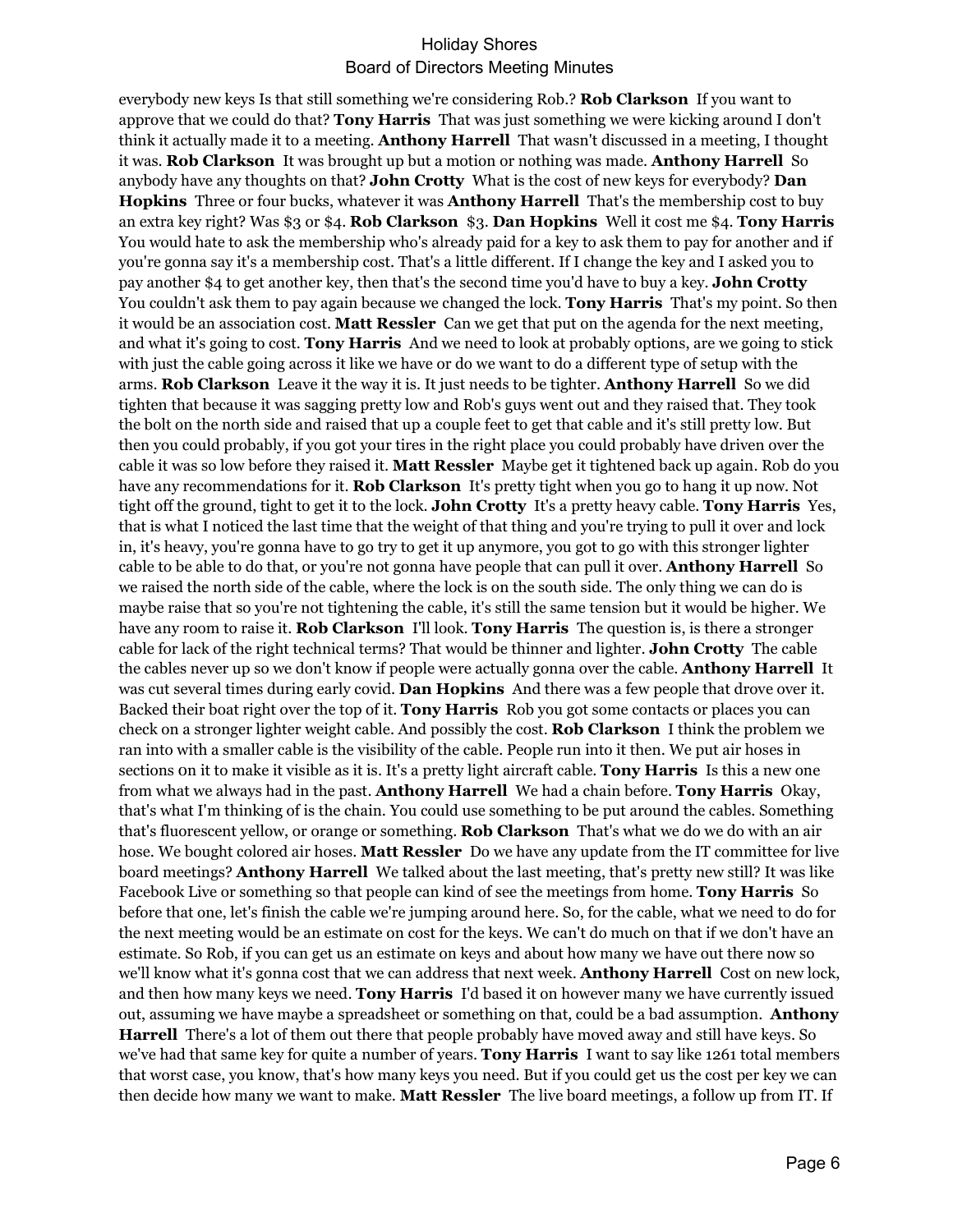everybody new keys Is that still something we're considering Rob.? **Rob Clarkson** If you want to approve that we could do that? **Tony Harris** That was just something we were kicking around I don't think it actually made it to a meeting. **Anthony Harrell** That wasn't discussed in a meeting, I thought it was. **Rob Clarkson** It was brought up but a motion or nothing was made. **Anthony Harrell** So anybody have any thoughts on that? **John Crotty** What is the cost of new keys for everybody? **Dan Hopkins** Three or four bucks, whatever it was **Anthony Harrell** That's the membership cost to buy an extra key right? Was $3 or $4. **Rob Clarkson** $3. **Dan Hopkins** Well it cost me $4. **Tony Harris** You would hate to ask the membership who's already paid for a key to ask them to pay for another and if you're gonna say it's a membership cost. That's a little different. If I change the key and I asked you to pay another $4 to get another key, then that's the second time you'd have to buy a key. **John Crotty** You couldn't ask them to pay again because we changed the lock. **Tony Harris** That's my point. So then it would be an association cost. **Matt Ressler** Can we get that put on the agenda for the next meeting, and what it's going to cost. **Tony Harris** And we need to look at probably options, are we going to stick with just the cable going across it like we have or do we want to do a different type of setup with the arms. **Rob Clarkson** Leave it the way it is. It just needs to be tighter. **Anthony Harrell** So we did tighten that because it was sagging pretty low and Rob's guys went out and they raised that. They took the bolt on the north side and raised that up a couple feet to get that cable and it's still pretty low. But then you could probably, if you got your tires in the right place you could probably have driven over the cable it was so low before they raised it. **Matt Ressler** Maybe get it tightened back up again. Rob do you have any recommendations for it. **Rob Clarkson** It's pretty tight when you go to hang it up now. Not tight off the ground, tight to get it to the lock. **John Crotty** It's a pretty heavy cable. **Tony Harris** Yes, that is what I noticed the last time that the weight of that thing and you're trying to pull it over and lock in, it's heavy, you're gonna have to go try to get it up anymore, you got to go with this stronger lighter cable to be able to do that, or you're not gonna have people that can pull it over. **Anthony Harrell** So we raised the north side of the cable, where the lock is on the south side. The only thing we can do is maybe raise that so you're not tightening the cable, it's still the same tension but it would be higher. We have any room to raise it. **Rob Clarkson** I'll look. **Tony Harris** The question is, is there a stronger cable for lack of the right technical terms? That would be thinner and lighter. **John Crotty** The cable the cables never up so we don't know if people were actually gonna over the cable. **Anthony Harrell** It was cut several times during early covid. **Dan Hopkins** And there was a few people that drove over it. Backed their boat right over the top of it. **Tony Harris** Rob you got some contacts or places you can check on a stronger lighter weight cable. And possibly the cost. **Rob Clarkson** I think the problem we ran into with a smaller cable is the visibility of the cable. People run into it then. We put air hoses in sections on it to make it visible as it is. It's a pretty light aircraft cable. **Tony Harris** Is this a new one from what we always had in the past. **Anthony Harrell** We had a chain before. **Tony Harris** Okay, that's what I'm thinking of is the chain. You could use something to be put around the cables. Something that's fluorescent yellow, or orange or something. **Rob Clarkson** That's what we do we do with an air hose. We bought colored air hoses. **Matt Ressler** Do we have any update from the IT committee for live board meetings? **Anthony Harrell** We talked about the last meeting, that's pretty new still? It was like Facebook Live or something so that people can kind of see the meetings from home. **Tony Harris** So before that one, let's finish the cable we're jumping around here. So, for the cable, what we need to do for the next meeting would be an estimate on cost for the keys. We can't do much on that if we don't have an estimate. So Rob, if you can get us an estimate on keys and about how many we have out there now so we'll know what it's gonna cost that we can address that next week. **Anthony Harrell** Cost on new lock, and then how many keys we need. **Tony Harris** I'd based it on however many we have currently issued out, assuming we have maybe a spreadsheet or something on that, could be a bad assumption. **Anthony Harrell** There's a lot of them out there that people probably have moved away and still have keys. So we've had that same key for quite a number of years. **Tony Harris** I want to say like 1261 total members that worst case, you know, that's how many keys you need. But if you could get us the cost per key we can then decide how many we want to make. **Matt Ressler** The live board meetings, a follow up from IT. If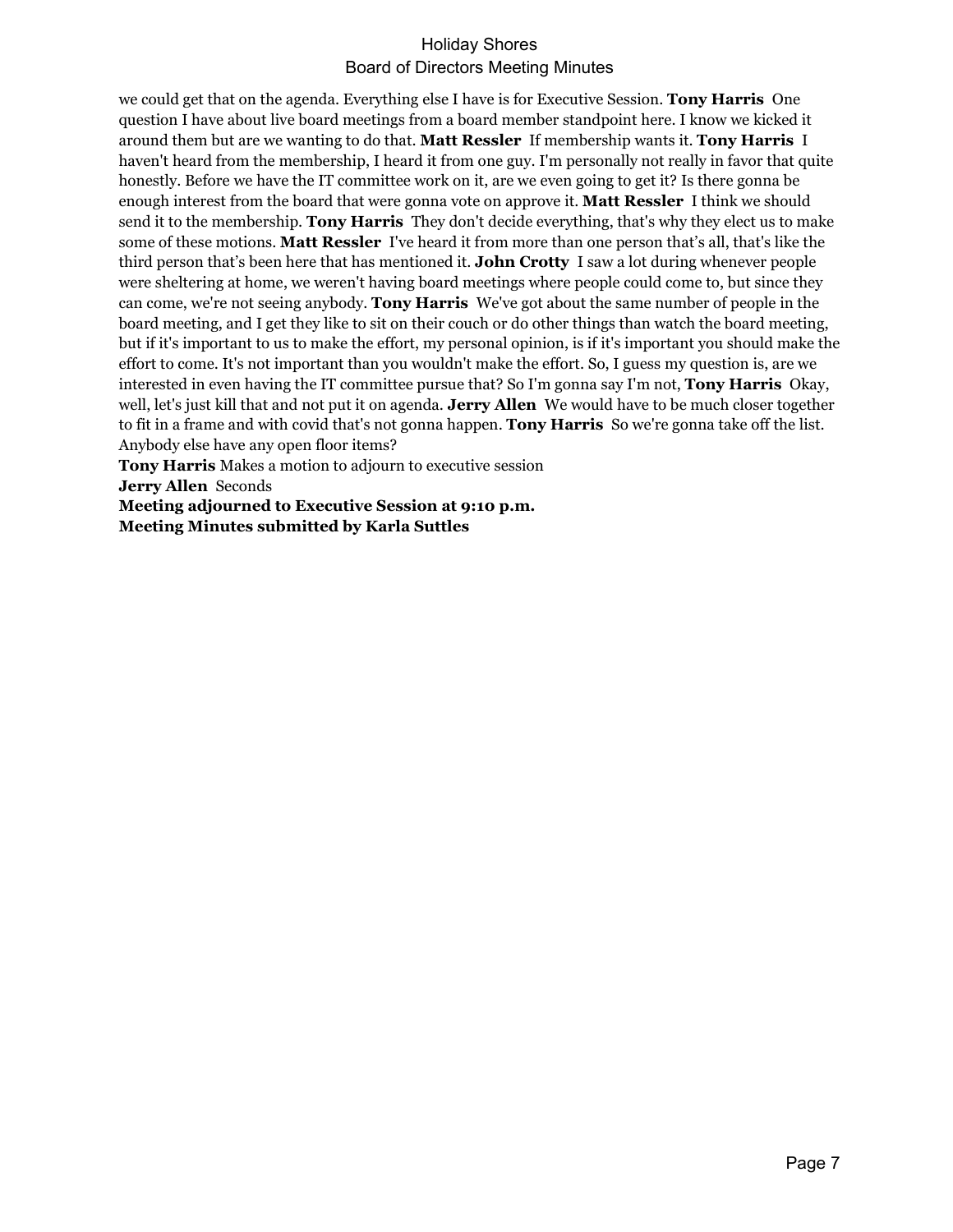we could get that on the agenda. Everything else I have is for Executive Session. **Tony Harris** One question I have about live board meetings from a board member standpoint here. I know we kicked it around them but are we wanting to do that. **Matt Ressler** If membership wants it. **Tony Harris** I haven't heard from the membership, I heard it from one guy. I'm personally not really in favor that quite honestly. Before we have the IT committee work on it, are we even going to get it? Is there gonna be enough interest from the board that were gonna vote on approve it. **Matt Ressler** I think we should send it to the membership. **Tony Harris** They don't decide everything, that's why they elect us to make some of these motions. **Matt Ressler** I've heard it from more than one person that's all, that's like the third person that's been here that has mentioned it. **John Crotty** I saw a lot during whenever people were sheltering at home, we weren't having board meetings where people could come to, but since they can come, we're not seeing anybody. **Tony Harris** We've got about the same number of people in the board meeting, and I get they like to sit on their couch or do other things than watch the board meeting, but if it's important to us to make the effort, my personal opinion, is if it's important you should make the effort to come. It's not important than you wouldn't make the effort. So, I guess my question is, are we interested in even having the IT committee pursue that? So I'm gonna say I'm not, **Tony Harris** Okay, well, let's just kill that and not put it on agenda. **Jerry Allen** We would have to be much closer together to fit in a frame and with covid that's not gonna happen. **Tony Harris** So we're gonna take off the list. Anybody else have any open floor items?

**Tony Harris** Makes a motion to adjourn to executive session

**Jerry Allen** Seconds

**Meeting adjourned to Executive Session at 9:10 p.m.**

**Meeting Minutes submitted by Karla Suttles**